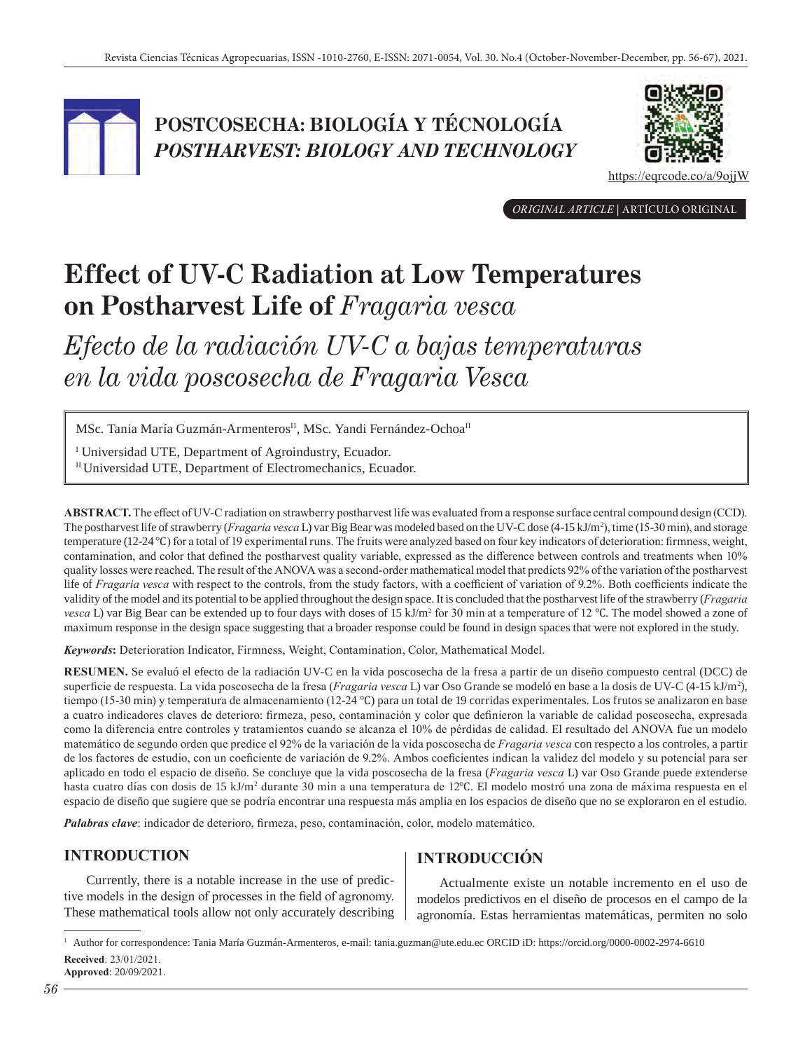POSTCOSECHA: BIOLOGÍA Y TÉCNOLOGÍA
*POSTHARVEST: BIOLOGY AND TECHNOLOGY*

https://eqrcode.co/a/9ojjW

*ORIGINAL ARTICLE* | ARTÍCULO ORIGINAL

# Effect of UV-C Radiation at Low Temperatures on Postharvest Life of *Fragaria vesca*

# *Efecto de la radiación UV-C a bajas temperaturas en la vida poscosecha de Fragaria Vesca*

MSc. Tania María Guzmán-Armenteros[I1], MSc. Yandi Fernández-Ochoa[II]

[I] Universidad UTE, Department of Agroindustry, Ecuador.
[II] Universidad UTE, Department of Electromechanics, Ecuador.

**ABSTRACT.** The effect of UV-C radiation on strawberry postharvest life was evaluated from a response surface central compound design (CCD). The postharvest life of strawberry (*Fragaria vesca* L) var Big Bear was modeled based on the UV-C dose (4-15 kJ/m$^2$), time (15-30 min), and storage temperature (12-24 °C) for a total of 19 experimental runs. The fruits were analyzed based on four key indicators of deterioration: firmness, weight, contamination, and color that defined the postharvest quality variable, expressed as the difference between controls and treatments when 10% quality losses were reached. The result of the ANOVA was a second-order mathematical model that predicts 92% of the variation of the postharvest life of *Fragaria vesca* with respect to the controls, from the study factors, with a coefficient of variation of 9.2%. Both coefficients indicate the validity of the model and its potential to be applied throughout the design space. It is concluded that the postharvest life of the strawberry (*Fragaria vesca* L) var Big Bear can be extended up to four days with doses of 15 kJ/m$^2$ for 30 min at a temperature of 12 °C. The model showed a zone of maximum response in the design space suggesting that a broader response could be found in design spaces that were not explored in the study.

***Keywords*:** Deterioration Indicator, Firmness, Weight, Contamination, Color, Mathematical Model.

**RESUMEN.** Se evaluó el efecto de la radiación UV-C en la vida poscosecha de la fresa a partir de un diseño compuesto central (DCC) de superficie de respuesta. La vida poscosecha de la fresa (*Fragaria vesca* L) var Oso Grande se modeló en base a la dosis de UV-C (4-15 kJ/m$^2$), tiempo (15-30 min) y temperatura de almacenamiento (12-24 °C) para un total de 19 corridas experimentales. Los frutos se analizaron en base a cuatro indicadores claves de deterioro: firmeza, peso, contaminación y color que definieron la variable de calidad poscosecha, expresada como la diferencia entre controles y tratamientos cuando se alcanza el 10% de pérdidas de calidad. El resultado del ANOVA fue un modelo matemático de segundo orden que predice el 92% de la variación de la vida poscosecha de *Fragaria vesca* con respecto a los controles, a partir de los factores de estudio, con un coeficiente de variación de 9.2%. Ambos coeficientes indican la validez del modelo y su potencial para ser aplicado en todo el espacio de diseño. Se concluye que la vida poscosecha de la fresa (*Fragaria vesca* L) var Oso Grande puede extenderse hasta cuatro días con dosis de 15 kJ/m$^2$ durante 30 min a una temperatura de 12ºC. El modelo mostró una zona de máxima respuesta en el espacio de diseño que sugiere que se podría encontrar una respuesta más amplia en los espacios de diseño que no se exploraron en el estudio.

***Palabras clave***: indicador de deterioro, firmeza, peso, contaminación, color, modelo matemático.

## INTRODUCTION

Currently, there is a notable increase in the use of predictive models in the design of processes in the field of agronomy. These mathematical tools allow not only accurately describing

## INTRODUCCIÓN

Actualmente existe un notable incremento en el uso de modelos predictivos en el diseño de procesos en el campo de la agronomía. Estas herramientas matemáticas, permiten no solo

[1] Author for correspondence: Tania María Guzmán-Armenteros, e-mail: tania.guzman@ute.edu.ec ORCID iD: https://orcid.org/0000-0002-2974-6610

**Received**: 23/01/2021.
**Approved**: 20/09/2021.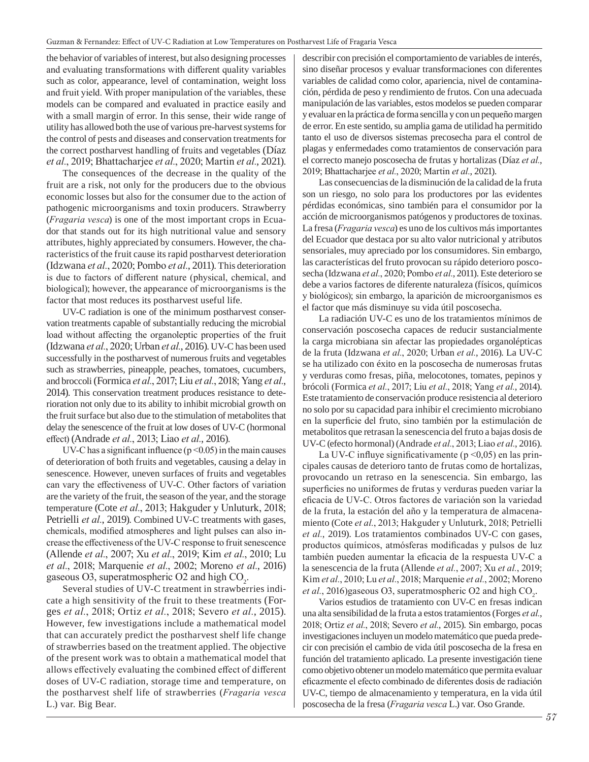the behavior of variables of interest, but also designing processes and evaluating transformations with different quality variables such as color, appearance, level of contamination, weight loss and fruit yield. With proper manipulation of the variables, these models can be compared and evaluated in practice easily and with a small margin of error. In this sense, their wide range of utility has allowed both the use of various pre-harvest systems for the control of pests and diseases and conservation treatments for the correct postharvest handling of fruits and vegetables (Díaz *et al*., 2019; Bhattacharjee *et al*., 2020; Martin *et al*., 2021).

The consequences of the decrease in the quality of the fruit are a risk, not only for the producers due to the obvious economic losses but also for the consumer due to the action of pathogenic microorganisms and toxin producers. Strawberry (*Fragaria vesca*) is one of the most important crops in Ecuador that stands out for its high nutritional value and sensory attributes, highly appreciated by consumers. However, the characteristics of the fruit cause its rapid postharvest deterioration (Idzwana *et al*., 2020; Pombo *et al*., 2011). This deterioration is due to factors of different nature (physical, chemical, and biological); however, the appearance of microorganisms is the factor that most reduces its postharvest useful life.

UV-C radiation is one of the minimum postharvest conservation treatments capable of substantially reducing the microbial load without affecting the organoleptic properties of the fruit (Idzwana *et al*., 2020; Urban *et al*., 2016). UV-C has been used successfully in the postharvest of numerous fruits and vegetables such as strawberries, pineapple, peaches, tomatoes, cucumbers, and broccoli (Formica *et al*., 2017; Liu *et al*., 2018; Yang *et al*., 2014). This conservation treatment produces resistance to deterioration not only due to its ability to inhibit microbial growth on the fruit surface but also due to the stimulation of metabolites that delay the senescence of the fruit at low doses of UV-C (hormonal effect) (Andrade *et al*., 2013; Liao *et al*., 2016).

UV-C has a significant influence ($p < 0.05$) in the main causes of deterioration of both fruits and vegetables, causing a delay in senescence. However, uneven surfaces of fruits and vegetables can vary the effectiveness of UV-C. Other factors of variation are the variety of the fruit, the season of the year, and the storage temperature (Cote *et al*., 2013; Hakguder y Unluturk, 2018; Petrielli *et al*., 2019). Combined UV-C treatments with gases, chemicals, modified atmospheres and light pulses can also increase the effectiveness of the UV-C response to fruit senescence (Allende *et al*., 2007; Xu *et al*., 2019; Kim *et al*., 2010; Lu *et al*., 2018; Marquenie *et al*., 2002; Moreno *et al*., 2016) gaseous O3, superatmospheric O2 and high $CO_2$.

Several studies of UV-C treatment in strawberries indicate a high sensitivity of the fruit to these treatments (Forges *et al*., 2018; Ortiz *et al*., 2018; Severo *et al*., 2015). However, few investigations include a mathematical model that can accurately predict the postharvest shelf life change of strawberries based on the treatment applied. The objective of the present work was to obtain a mathematical model that allows effectively evaluating the combined effect of different doses of UV-C radiation, storage time and temperature, on the postharvest shelf life of strawberries (*Fragaria vesca* L.) var. Big Bear.

describir con precisión el comportamiento de variables de interés, sino diseñar procesos y evaluar transformaciones con diferentes variables de calidad como color, apariencia, nivel de contaminación, pérdida de peso y rendimiento de frutos. Con una adecuada manipulación de las variables, estos modelos se pueden comparar y evaluar en la práctica de forma sencilla y con un pequeño margen de error. En este sentido, su amplia gama de utilidad ha permitido tanto el uso de diversos sistemas precosecha para el control de plagas y enfermedades como tratamientos de conservación para el correcto manejo poscosecha de frutas y hortalizas (Díaz *et al*., 2019; Bhattacharjee *et al*., 2020; Martin *et al*., 2021).

Las consecuencias de la disminución de la calidad de la fruta son un riesgo, no solo para los productores por las evidentes pérdidas económicas, sino también para el consumidor por la acción de microorganismos patógenos y productores de toxinas. La fresa (*Fragaria vesca*) es uno de los cultivos más importantes del Ecuador que destaca por su alto valor nutricional y atributos sensoriales, muy apreciado por los consumidores. Sin embargo, las características del fruto provocan su rápido deterioro poscosecha (Idzwana *et al*., 2020; Pombo *et al*., 2011). Este deterioro se debe a varios factores de diferente naturaleza (físicos, químicos y biológicos); sin embargo, la aparición de microorganismos es el factor que más disminuye su vida útil poscosecha.

La radiación UV-C es uno de los tratamientos mínimos de conservación poscosecha capaces de reducir sustancialmente la carga microbiana sin afectar las propiedades organolépticas de la fruta (Idzwana *et al*., 2020; Urban *et al*., 2016). La UV-C se ha utilizado con éxito en la poscosecha de numerosas frutas y verduras como fresas, piña, melocotones, tomates, pepinos y brócoli (Formica *et al*., 2017; Liu *et al*., 2018; Yang *et al*., 2014). Este tratamiento de conservación produce resistencia al deterioro no solo por su capacidad para inhibir el crecimiento microbiano en la superficie del fruto, sino también por la estimulación de metabolitos que retrasan la senescencia del fruto a bajas dosis de UV-C (efecto hormonal) (Andrade *et al*., 2013; Liao *et al*., 2016).

La UV-C influye significativamente ($p < 0{,}05$) en las principales causas de deterioro tanto de frutas como de hortalizas, provocando un retraso en la senescencia. Sin embargo, las superficies no uniformes de frutas y verduras pueden variar la eficacia de UV-C. Otros factores de variación son la variedad de la fruta, la estación del año y la temperatura de almacenamiento (Cote *et al*., 2013; Hakguder y Unluturk, 2018; Petrielli *et al*., 2019). Los tratamientos combinados UV-C con gases, productos químicos, atmósferas modificadas y pulsos de luz también pueden aumentar la eficacia de la respuesta UV-C a la senescencia de la fruta (Allende *et al*., 2007; Xu *et al*., 2019; Kim *et al*., 2010; Lu *et al*., 2018; Marquenie *et al*., 2002; Moreno *et al*., 2016)gaseous O3, superatmospheric O2 and high $CO_2$.

Varios estudios de tratamiento con UV-C en fresas indican una alta sensibilidad de la fruta a estos tratamientos (Forges *et al*., 2018; Ortiz *et al*., 2018; Severo *et al*., 2015). Sin embargo, pocas investigaciones incluyen un modelo matemático que pueda predecir con precisión el cambio de vida útil poscosecha de la fresa en función del tratamiento aplicado. La presente investigación tiene como objetivo obtener un modelo matemático que permita evaluar eficazmente el efecto combinado de diferentes dosis de radiación UV-C, tiempo de almacenamiento y temperatura, en la vida útil poscosecha de la fresa (*Fragaria vesca* L.) var. Oso Grande.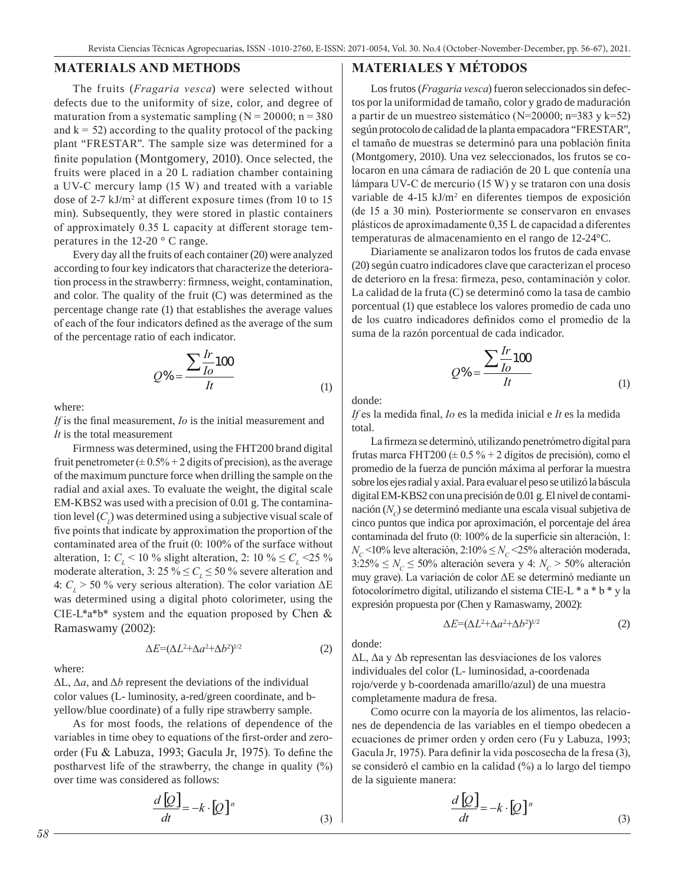## MATERIALS AND METHODS

The fruits (*Fragaria vesca*) were selected without defects due to the uniformity of size, color, and degree of maturation from a systematic sampling ($N = 20000$; $n = 380$ and $k = 52$) according to the quality protocol of the packing plant "FRESTAR". The sample size was determined for a finite population (Montgomery, 2010). Once selected, the fruits were placed in a 20 L radiation chamber containing a UV-C mercury lamp (15 W) and treated with a variable dose of 2-7 kJ/m$^2$ at different exposure times (from 10 to 15 min). Subsequently, they were stored in plastic containers of approximately 0.35 L capacity at different storage temperatures in the 12-20 ° C range.

Every day all the fruits of each container (20) were analyzed according to four key indicators that characterize the deterioration process in the strawberry: firmness, weight, contamination, and color. The quality of the fruit (C) was determined as the percentage change rate (1) that establishes the average values of each of the four indicators defined as the average of the sum of the percentage ratio of each indicator.

$$Q\% = \frac{\sum \frac{Ir}{Io} 100}{It} \tag{1}$$

where:

*If* is the final measurement, *Io* is the initial measurement and *It* is the total measurement

Firmness was determined, using the FHT200 brand digital fruit penetrometer (± 0.5% + 2 digits of precision), as the average of the maximum puncture force when drilling the sample on the radial and axial axes. To evaluate the weight, the digital scale EM-KBS2 was used with a precision of 0.01 g. The contamination level ($C_L$) was determined using a subjective visual scale of five points that indicate by approximation the proportion of the contaminated area of the fruit (0: 100% of the surface without alteration, 1: $C_L < 10\%$ slight alteration, 2: $10\% \leq C_L < 25\%$ moderate alteration, 3: $25\% \leq C_L \leq 50\%$ severe alteration and 4: $C_L > 50\%$ very serious alteration). The color variation ΔE was determined using a digital photo colorimeter, using the CIE-L*a*b* system and the equation proposed by Chen & Ramaswamy (2002):

$$\Delta E = (\Delta L^2 + \Delta a^2 + \Delta b^2)^{1/2} \tag{2}$$

where:

ΔL, Δ*a*, and Δ*b* represent the deviations of the individual color values (L- luminosity, a-red/green coordinate, and b-yellow/blue coordinate) of a fully ripe strawberry sample.

As for most foods, the relations of dependence of the variables in time obey to equations of the first-order and zero-order (Fu & Labuza, 1993; Gacula Jr, 1975). To define the postharvest life of the strawberry, the change in quality (%) over time was considered as follows:

$$\frac{d[Q]}{dt} = -k \cdot [Q]^n \tag{3}$$

## MATERIALES Y MÉTODOS

Los frutos (*Fragaria vesca*) fueron seleccionados sin defectos por la uniformidad de tamaño, color y grado de maduración a partir de un muestreo sistemático (N=20000; n=383 y k=52) según protocolo de calidad de la planta empacadora "FRESTAR", el tamaño de muestras se determinó para una población finita (Montgomery, 2010). Una vez seleccionados, los frutos se colocaron en una cámara de radiación de 20 L que contenía una lámpara UV-C de mercurio (15 W) y se trataron con una dosis variable de 4-15 kJ/m$^2$ en diferentes tiempos de exposición (de 15 a 30 min). Posteriormente se conservaron en envases plásticos de aproximadamente 0,35 L de capacidad a diferentes temperaturas de almacenamiento en el rango de 12-24°C.

Diariamente se analizaron todos los frutos de cada envase (20) según cuatro indicadores clave que caracterizan el proceso de deterioro en la fresa: firmeza, peso, contaminación y color. La calidad de la fruta (C) se determinó como la tasa de cambio porcentual (1) que establece los valores promedio de cada uno de los cuatro indicadores definidos como el promedio de la suma de la razón porcentual de cada indicador.

$$Q\% = \frac{\sum \frac{Ir}{Io} 100}{It} \tag{1}$$

donde:

*If* es la medida final, *Io* es la medida inicial e *It* es la medida total.

La firmeza se determinó, utilizando penetrómetro digital para frutas marca FHT200 (± 0.5 % + 2 dígitos de precisión), como el promedio de la fuerza de punción máxima al perforar la muestra sobre los ejes radial y axial. Para evaluar el peso se utilizó la báscula digital EM-KBS2 con una precisión de 0.01 g. El nivel de contaminación ($N_C$) se determinó mediante una escala visual subjetiva de cinco puntos que indica por aproximación, el porcentaje del área contaminada del fruto (0: 100% de la superficie sin alteración, 1: $N_C$ <10% leve alteración, 2:10% ≤ $N_C$ <25% alteración moderada, 3:25% ≤ $N_C$ ≤ 50% alteración severa y 4: $N_C$ > 50% alteración muy grave). La variación de color ΔE se determinó mediante un fotocolorímetro digital, utilizando el sistema CIE-L * a * b * y la expresión propuesta por (Chen y Ramaswamy, 2002):

$$\Delta E = (\Delta L^2 + \Delta a^2 + \Delta b^2)^{1/2} \tag{2}$$

donde:

ΔL, Δa y Δb representan las desviaciones de los valores individuales del color (L- luminosidad, a-coordenada rojo/verde y b-coordenada amarillo/azul) de una muestra completamente madura de fresa.

Como ocurre con la mayoría de los alimentos, las relaciones de dependencia de las variables en el tiempo obedecen a ecuaciones de primer orden y orden cero (Fu y Labuza, 1993; Gacula Jr, 1975). Para definir la vida poscosecha de la fresa (3), se consideró el cambio en la calidad (%) a lo largo del tiempo de la siguiente manera:

$$\frac{d[Q]}{dt} = -k \cdot [Q]^n \tag{3}$$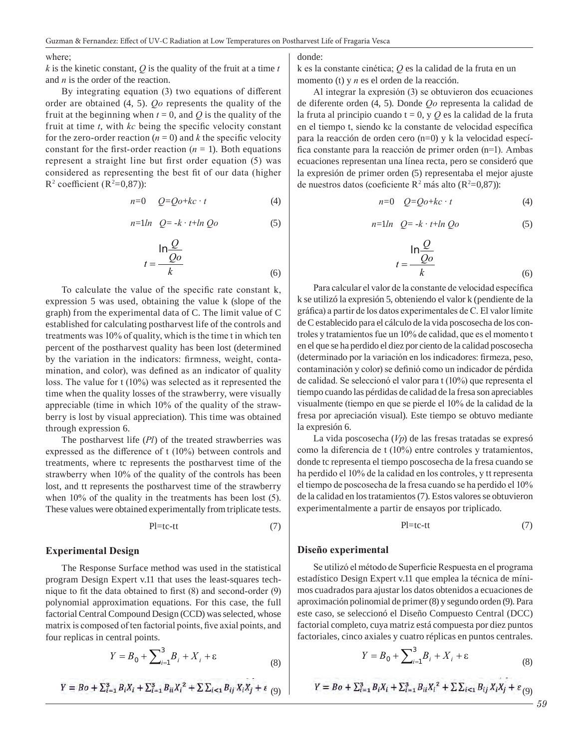where;

$k$ is the kinetic constant, $Q$ is the quality of the fruit at a time $t$ and $n$ is the order of the reaction.

By integrating equation (3) two equations of different order are obtained (4, 5). $Qo$ represents the quality of the fruit at the beginning when $t = 0$, and $Q$ is the quality of the fruit at time $t$, with $kc$ being the specific velocity constant for the zero-order reaction ($n = 0$) and $k$ the specific velocity constant for the first-order reaction ($n = 1$). Both equations represent a straight line but first order equation (5) was considered as representing the best fit of our data (higher $R^2$ coefficient ($R^2$=0,87)):

$$n=0 \quad Q=Qo+kc \cdot t \tag{4}$$

$$n=1 \ln \quad Q= -k \cdot t+\ln Qo \tag{5}$$

$$t = \frac{\ln\frac{Q}{Qo}}{k} \tag{6}$$

To calculate the value of the specific rate constant k, expression 5 was used, obtaining the value k (slope of the graph) from the experimental data of C. The limit value of C established for calculating postharvest life of the controls and treatments was 10% of quality, which is the time t in which ten percent of the postharvest quality has been lost (determined by the variation in the indicators: firmness, weight, contamination, and color), was defined as an indicator of quality loss. The value for t (10%) was selected as it represented the time when the quality losses of the strawberry, were visually appreciable (time in which 10% of the quality of the strawberry is lost by visual appreciation). This time was obtained through expression 6.

The postharvest life ($Pl$) of the treated strawberries was expressed as the difference of t (10%) between controls and treatments, where tc represents the postharvest time of the strawberry when 10% of the quality of the controls has been lost, and tt represents the postharvest time of the strawberry when 10% of the quality in the treatments has been lost (5). These values were obtained experimentally from triplicate tests.

$$Pl=tc-tt \tag{7}$$

## Experimental Design

The Response Surface method was used in the statistical program Design Expert v.11 that uses the least-squares technique to fit the data obtained to first (8) and second-order (9) polynomial approximation equations. For this case, the full factorial Central Compound Design (CCD) was selected, whose matrix is composed of ten factorial points, five axial points, and four replicas in central points.

$$Y = B_0 + \sum_{i=1}^{3} B_i + X_i + \varepsilon \tag{8}$$

$$Y = Bo + \sum_{i=1}^{3} B_i X_i + \sum_{i=1}^{3} B_{ii} X_i^2 + \sum\sum_{i<1} B_{ij} X_i X_j + \varepsilon \tag{9}$$

donde:

k es la constante cinética; $Q$ es la calidad de la fruta en un momento (t) y $n$ es el orden de la reacción.

Al integrar la expresión (3) se obtuvieron dos ecuaciones de diferente orden (4, 5). Donde $Qo$ representa la calidad de la fruta al principio cuando t = 0, y $Q$ es la calidad de la fruta en el tiempo t, siendo kc la constante de velocidad específica para la reacción de orden cero (n=0) y k la velocidad específica constante para la reacción de primer orden (n=1). Ambas ecuaciones representan una línea recta, pero se consideró que la expresión de primer orden (5) representaba el mejor ajuste de nuestros datos (coeficiente $R^2$ más alto ($R^2$=0,87)):

$$n=0 \quad Q=Qo+kc \cdot t \tag{4}$$

$$n=1 \ln \quad Q= -k \cdot t+\ln Qo \tag{5}$$

$$t = \frac{\ln\frac{Q}{Qo}}{k} \tag{6}$$

Para calcular el valor de la constante de velocidad específica k se utilizó la expresión 5, obteniendo el valor k (pendiente de la gráfica) a partir de los datos experimentales de C. El valor límite de C establecido para el cálculo de la vida poscosecha de los controles y tratamientos fue un 10% de calidad, que es el momento t en el que se ha perdido el diez por ciento de la calidad poscosecha (determinado por la variación en los indicadores: firmeza, peso, contaminación y color) se definió como un indicador de pérdida de calidad. Se seleccionó el valor para t (10%) que representa el tiempo cuando las pérdidas de calidad de la fresa son apreciables visualmente (tiempo en que se pierde el 10% de la calidad de la fresa por apreciación visual). Este tiempo se obtuvo mediante la expresión 6.

La vida poscosecha ($Vp$) de las fresas tratadas se expresó como la diferencia de t (10%) entre controles y tratamientos, donde tc representa el tiempo poscosecha de la fresa cuando se ha perdido el 10% de la calidad en los controles, y tt representa el tiempo de poscosecha de la fresa cuando se ha perdido el 10% de la calidad en los tratamientos (7). Estos valores se obtuvieron experimentalmente a partir de ensayos por triplicado.

$$Pl=tc-tt \tag{7}$$

## Diseño experimental

Se utilizó el método de Superficie Respuesta en el programa estadístico Design Expert v.11 que emplea la técnica de mínimos cuadrados para ajustar los datos obtenidos a ecuaciones de aproximación polinomial de primer (8) y segundo orden (9). Para este caso, se seleccionó el Diseño Compuesto Central (DCC) factorial completo, cuya matriz está compuesta por diez puntos factoriales, cinco axiales y cuatro réplicas en puntos centrales.

$$Y = B_0 + \sum_{i=1}^{3} B_i + X_i + \varepsilon \tag{8}$$

$$Y = Bo + \sum_{i=1}^{3} B_i X_i + \sum_{i=1}^{3} B_{ii} X_i^2 + \sum\sum_{i<1} B_{ij} X_i X_j + \varepsilon \tag{9}$$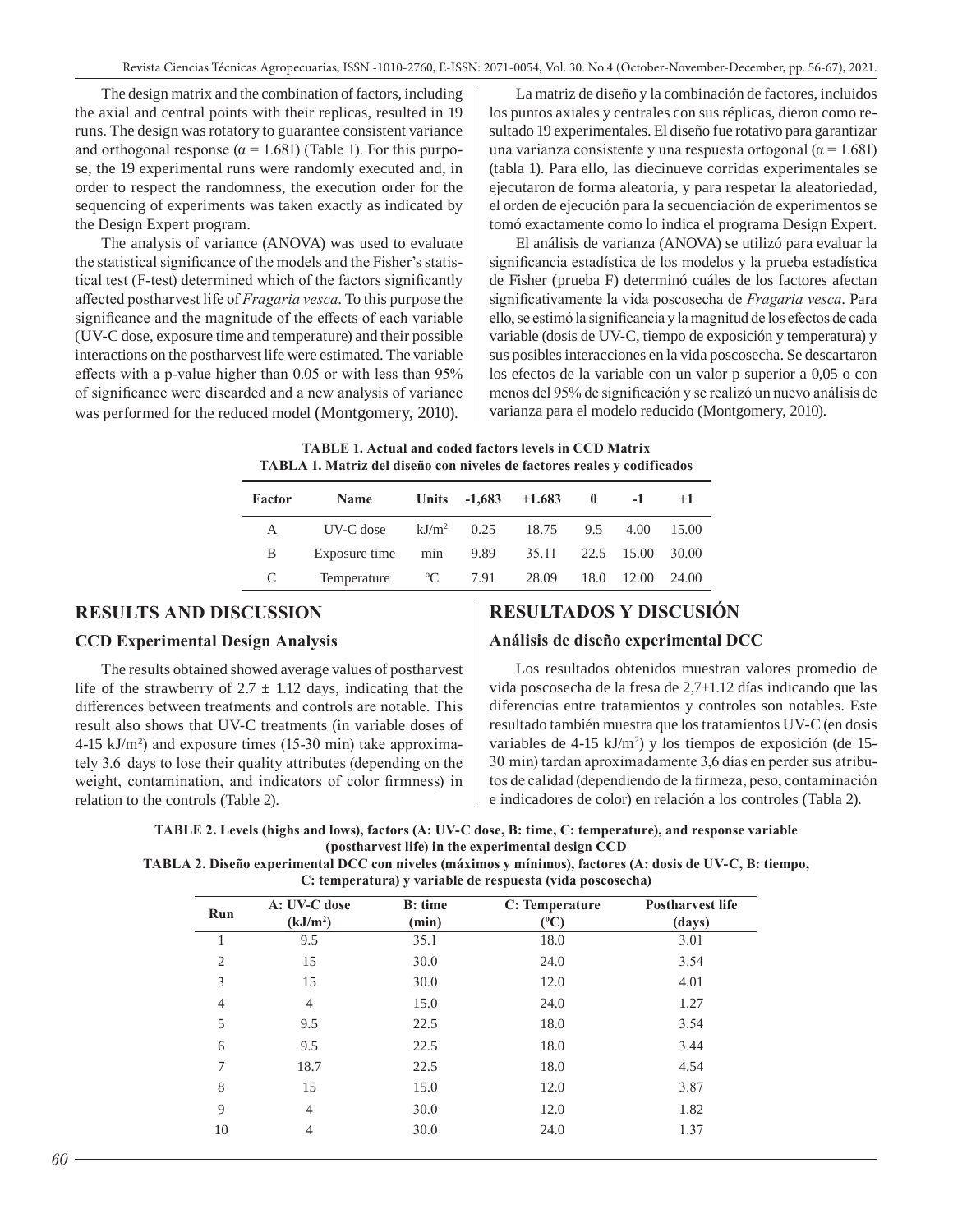The design matrix and the combination of factors, including the axial and central points with their replicas, resulted in 19 runs. The design was rotatory to guarantee consistent variance and orthogonal response ($\alpha = 1.681$) (Table 1). For this purpose, the 19 experimental runs were randomly executed and, in order to respect the randomness, the execution order for the sequencing of experiments was taken exactly as indicated by the Design Expert program.

The analysis of variance (ANOVA) was used to evaluate the statistical significance of the models and the Fisher's statistical test (F-test) determined which of the factors significantly affected postharvest life of *Fragaria vesca*. To this purpose the significance and the magnitude of the effects of each variable (UV-C dose, exposure time and temperature) and their possible interactions on the postharvest life were estimated. The variable effects with a p-value higher than 0.05 or with less than 95% of significance were discarded and a new analysis of variance was performed for the reduced model (Montgomery, 2010).

La matriz de diseño y la combinación de factores, incluidos los puntos axiales y centrales con sus réplicas, dieron como resultado 19 experimentales. El diseño fue rotativo para garantizar una varianza consistente y una respuesta ortogonal ($\alpha = 1.681$) (tabla 1). Para ello, las diecinueve corridas experimentales se ejecutaron de forma aleatoria, y para respetar la aleatoriedad, el orden de ejecución para la secuenciación de experimentos se tomó exactamente como lo indica el programa Design Expert.

El análisis de varianza (ANOVA) se utilizó para evaluar la significancia estadística de los modelos y la prueba estadística de Fisher (prueba F) determinó cuáles de los factores afectan significativamente la vida poscosecha de *Fragaria vesca*. Para ello, se estimó la significancia y la magnitud de los efectos de cada variable (dosis de UV-C, tiempo de exposición y temperatura) y sus posibles interacciones en la vida poscosecha. Se descartaron los efectos de la variable con un valor p superior a 0,05 o con menos del 95% de significación y se realizó un nuevo análisis de varianza para el modelo reducido (Montgomery, 2010).

**TABLE 1. Actual and coded factors levels in CCD Matrix**
**TABLA 1. Matriz del diseño con niveles de factores reales y codificados**

| Factor | Name | Units | -1,683 | +1.683 | 0 | -1 | +1 |
|---|---|---|---|---|---|---|---|
| A | UV-C dose | $kJ/m^2$ | 0.25 | 18.75 | 9.5 | 4.00 | 15.00 |
| B | Exposure time | min | 9.89 | 35.11 | 22.5 | 15.00 | 30.00 |
| C | Temperature | ºC | 7.91 | 28.09 | 18.0 | 12.00 | 24.00 |

## RESULTS AND DISCUSSION

### CCD Experimental Design Analysis

The results obtained showed average values of postharvest life of the strawberry of $2.7 \pm 1.12$ days, indicating that the differences between treatments and controls are notable. This result also shows that UV-C treatments (in variable doses of 4-15 $kJ/m^2$) and exposure times (15-30 min) take approximately 3.6 days to lose their quality attributes (depending on the weight, contamination, and indicators of color firmness) in relation to the controls (Table 2).

## RESULTADOS Y DISCUSIÓN

### Análisis de diseño experimental DCC

Los resultados obtenidos muestran valores promedio de vida poscosecha de la fresa de 2,7±1.12 días indicando que las diferencias entre tratamientos y controles son notables. Este resultado también muestra que los tratamientos UV-C (en dosis variables de 4-15 $kJ/m^2$) y los tiempos de exposición (de 15-30 min) tardan aproximadamente 3,6 días en perder sus atributos de calidad (dependiendo de la firmeza, peso, contaminación e indicadores de color) en relación a los controles (Tabla 2).

**TABLE 2. Levels (highs and lows), factors (A: UV-C dose, B: time, C: temperature), and response variable (postharvest life) in the experimental design CCD**
**TABLA 2. Diseño experimental DCC con niveles (máximos y mínimos), factores (A: dosis de UV-C, B: tiempo, C: temperatura) y variable de respuesta (vida poscosecha)**

| Run | A: UV-C dose ($kJ/m^2$) | B: time (min) | C: Temperature (ºC) | Postharvest life (days) |
|---|---|---|---|---|
| 1 | 9.5 | 35.1 | 18.0 | 3.01 |
| 2 | 15 | 30.0 | 24.0 | 3.54 |
| 3 | 15 | 30.0 | 12.0 | 4.01 |
| 4 | 4 | 15.0 | 24.0 | 1.27 |
| 5 | 9.5 | 22.5 | 18.0 | 3.54 |
| 6 | 9.5 | 22.5 | 18.0 | 3.44 |
| 7 | 18.7 | 22.5 | 18.0 | 4.54 |
| 8 | 15 | 15.0 | 12.0 | 3.87 |
| 9 | 4 | 30.0 | 12.0 | 1.82 |
| 10 | 4 | 30.0 | 24.0 | 1.37 |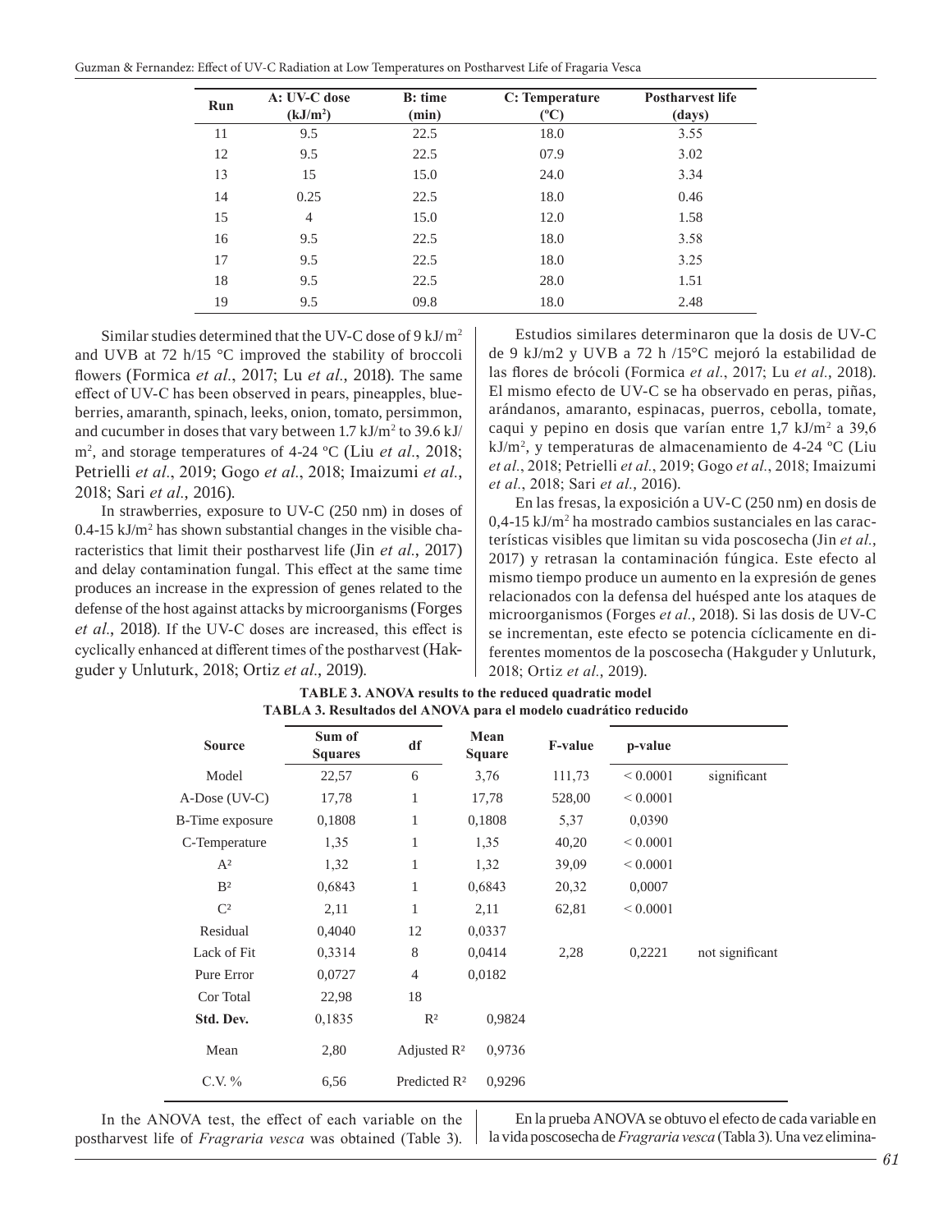| Run | A: UV-C dose ($kJ/m^2$) | B: time (min) | C: Temperature (ºC) | Postharvest life (days) |
|---|---|---|---|---|
| 11 | 9.5 | 22.5 | 18.0 | 3.55 |
| 12 | 9.5 | 22.5 | 07.9 | 3.02 |
| 13 | 15 | 15.0 | 24.0 | 3.34 |
| 14 | 0.25 | 22.5 | 18.0 | 0.46 |
| 15 | 4 | 15.0 | 12.0 | 1.58 |
| 16 | 9.5 | 22.5 | 18.0 | 3.58 |
| 17 | 9.5 | 22.5 | 18.0 | 3.25 |
| 18 | 9.5 | 22.5 | 28.0 | 1.51 |
| 19 | 9.5 | 09.8 | 18.0 | 2.48 |

Similar studies determined that the UV-C dose of 9 kJ/ $m^2$ and UVB at 72 h/15 °C improved the stability of broccoli flowers (Formica *et al.*, 2017; Lu *et al.*, 2018). The same effect of UV-C has been observed in pears, pineapples, blueberries, amaranth, spinach, leeks, onion, tomato, persimmon, and cucumber in doses that vary between 1.7 $kJ/m^2$ to 39.6 $kJ/m^2$, and storage temperatures of 4-24 ºC (Liu *et al.*, 2018; Petrielli *et al.*, 2019; Gogo *et al.*, 2018; Imaizumi *et al.*, 2018; Sari *et al.*, 2016).

In strawberries, exposure to UV-C (250 nm) in doses of 0.4-15 $kJ/m^2$ has shown substantial changes in the visible characteristics that limit their postharvest life (Jin *et al.*, 2017) and delay contamination fungal. This effect at the same time produces an increase in the expression of genes related to the defense of the host against attacks by microorganisms (Forges *et al.*, 2018). If the UV-C doses are increased, this effect is cyclically enhanced at different times of the postharvest (Hakguder y Unluturk, 2018; Ortiz *et al.*, 2019).

Estudios similares determinaron que la dosis de UV-C de 9 kJ/m2 y UVB a 72 h /15°C mejoró la estabilidad de las flores de brócoli (Formica *et al.*, 2017; Lu *et al.*, 2018). El mismo efecto de UV-C se ha observado en peras, piñas, arándanos, amaranto, espinacas, puerros, cebolla, tomate, caqui y pepino en dosis que varían entre 1,7 $kJ/m^2$ a 39,6 $kJ/m^2$, y temperaturas de almacenamiento de 4-24 ºC (Liu *et al.*, 2018; Petrielli *et al.*, 2019; Gogo *et al.*, 2018; Imaizumi *et al.*, 2018; Sari *et al.*, 2016).

En las fresas, la exposición a UV-C (250 nm) en dosis de 0,4-15 $kJ/m^2$ ha mostrado cambios sustanciales en las características visibles que limitan su vida poscosecha (Jin *et al.*, 2017) y retrasan la contaminación fúngica. Este efecto al mismo tiempo produce un aumento en la expresión de genes relacionados con la defensa del huésped ante los ataques de microorganismos (Forges *et al.*, 2018). Si las dosis de UV-C se incrementan, este efecto se potencia cíclicamente en diferentes momentos de la poscosecha (Hakguder y Unluturk, 2018; Ortiz *et al.*, 2019).

**TABLE 3. ANOVA results to the reduced quadratic model**
**TABLA 3. Resultados del ANOVA para el modelo cuadrático reducido**

| Source | Sum of Squares | df | Mean Square | F-value | p-value | |
|---|---|---|---|---|---|---|
| Model | 22,57 | 6 | 3,76 | 111,73 | < 0.0001 | significant |
| A-Dose (UV-C) | 17,78 | 1 | 17,78 | 528,00 | < 0.0001 | |
| B-Time exposure | 0,1808 | 1 | 0,1808 | 5,37 | 0,0390 | |
| C-Temperature | 1,35 | 1 | 1,35 | 40,20 | < 0.0001 | |
| $A^2$ | 1,32 | 1 | 1,32 | 39,09 | < 0.0001 | |
| $B^2$ | 0,6843 | 1 | 0,6843 | 20,32 | 0,0007 | |
| $C^2$ | 2,11 | 1 | 2,11 | 62,81 | < 0.0001 | |
| Residual | 0,4040 | 12 | 0,0337 | | | |
| Lack of Fit | 0,3314 | 8 | 0,0414 | 2,28 | 0,2221 | not significant |
| Pure Error | 0,0727 | 4 | 0,0182 | | | |
| Cor Total | 22,98 | 18 | | | | |
| **Std. Dev.** | 0,1835 | $R^2$ | 0,9824 | | | |
| Mean | 2,80 | Adjusted $R^2$ | 0,9736 | | | |
| C.V. % | 6,56 | Predicted $R^2$ | 0,9296 | | | |

In the ANOVA test, the effect of each variable on the postharvest life of *Fragraria vesca* was obtained (Table 3).

En la prueba ANOVA se obtuvo el efecto de cada variable en la vida poscosecha de *Fragraria vesca* (Tabla 3). Una vez elimina-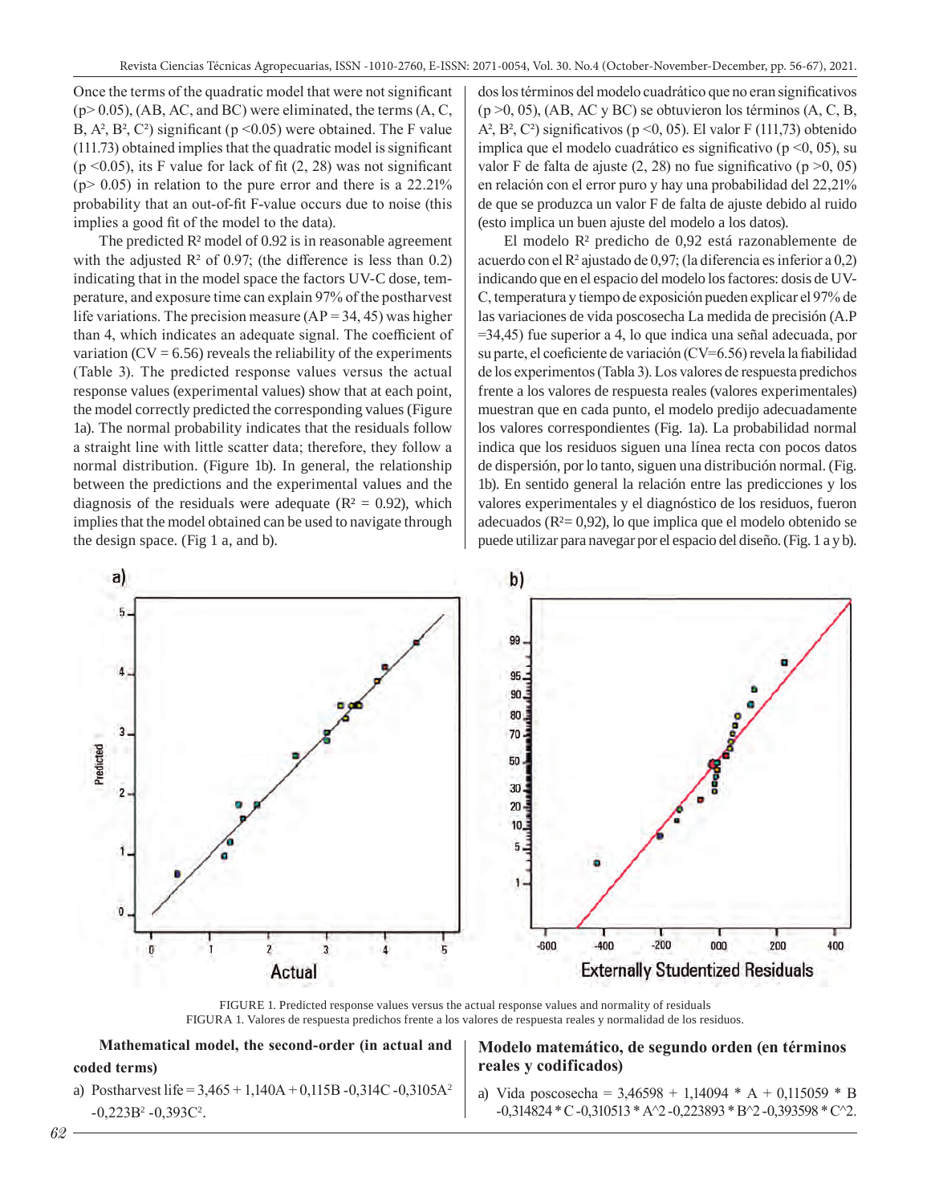Once the terms of the quadratic model that were not significant ($p > 0.05$), (AB, AC, and BC) were eliminated, the terms (A, C, B, $A^2$, $B^2$, $C^2$) significant ($p < 0.05$) were obtained. The F value (111.73) obtained implies that the quadratic model is significant ($p < 0.05$), its F value for lack of fit (2, 28) was not significant ($p > 0.05$) in relation to the pure error and there is a 22.21% probability that an out-of-fit F-value occurs due to noise (this implies a good fit of the model to the data).

The predicted $R^2$ model of 0.92 is in reasonable agreement with the adjusted $R^2$ of 0.97; (the difference is less than 0.2) indicating that in the model space the factors UV-C dose, temperature, and exposure time can explain 97% of the postharvest life variations. The precision measure (AP = 34, 45) was higher than 4, which indicates an adequate signal. The coefficient of variation (CV = 6.56) reveals the reliability of the experiments (Table 3). The predicted response values versus the actual response values (experimental values) show that at each point, the model correctly predicted the corresponding values (Figure 1a). The normal probability indicates that the residuals follow a straight line with little scatter data; therefore, they follow a normal distribution. (Figure 1b). In general, the relationship between the predictions and the experimental values and the diagnosis of the residuals were adequate ($R^2 = 0.92$), which implies that the model obtained can be used to navigate through the design space. (Fig 1 a, and b).

dos los términos del modelo cuadrático que no eran significativos ($p > 0, 05$), (AB, AC y BC) se obtuvieron los términos (A, C, B, $A^2$, $B^2$, $C^2$) significativos ($p < 0, 05$). El valor F (111,73) obtenido implica que el modelo cuadrático es significativo ($p < 0, 05$), su valor F de falta de ajuste (2, 28) no fue significativo ($p > 0, 05$) en relación con el error puro y hay una probabilidad del 22,21% de que se produzca un valor F de falta de ajuste debido al ruido (esto implica un buen ajuste del modelo a los datos).

El modelo $R^2$ predicho de 0,92 está razonablemente de acuerdo con el $R^2$ ajustado de 0,97; (la diferencia es inferior a 0,2) indicando que en el espacio del modelo los factores: dosis de UV-C, temperatura y tiempo de exposición pueden explicar el 97% de las variaciones de vida poscosecha La medida de precisión (A.P =34,45) fue superior a 4, lo que indica una señal adecuada, por su parte, el coeficiente de variación (CV=6.56) revela la fiabilidad de los experimentos (Tabla 3). Los valores de respuesta predichos frente a los valores de respuesta reales (valores experimentales) muestran que en cada punto, el modelo predijo adecuadamente los valores correspondientes (Fig. 1a). La probabilidad normal indica que los residuos siguen una línea recta con pocos datos de dispersión, por lo tanto, siguen una distribución normal. (Fig. 1b). En sentido general la relación entre las predicciones y los valores experimentales y el diagnóstico de los residuos, fueron adecuados ($R^2 = 0,92$), lo que implica que el modelo obtenido se puede utilizar para navegar por el espacio del diseño. (Fig. 1 a y b).

FIGURE 1. Predicted response values versus the actual response values and normality of residuals

FIGURA 1. Valores de respuesta predichos frente a los valores de respuesta reales y normalidad de los residuos.

**Mathematical model, the second-order (in actual and coded terms)**

a) Postharvest life = 3,465 + 1,140A + 0,115B -0,314C -0,3105$A^2$ -0,223$B^2$ -0,393$C^2$.

**Modelo matemático, de segundo orden (en términos reales y codificados)**

a) Vida poscosecha = 3,46598 + 1,14094 * A + 0,115059 * B -0,314824 * C -0,310513 * A^2 -0,223893 * B^2 -0,393598 * C^2.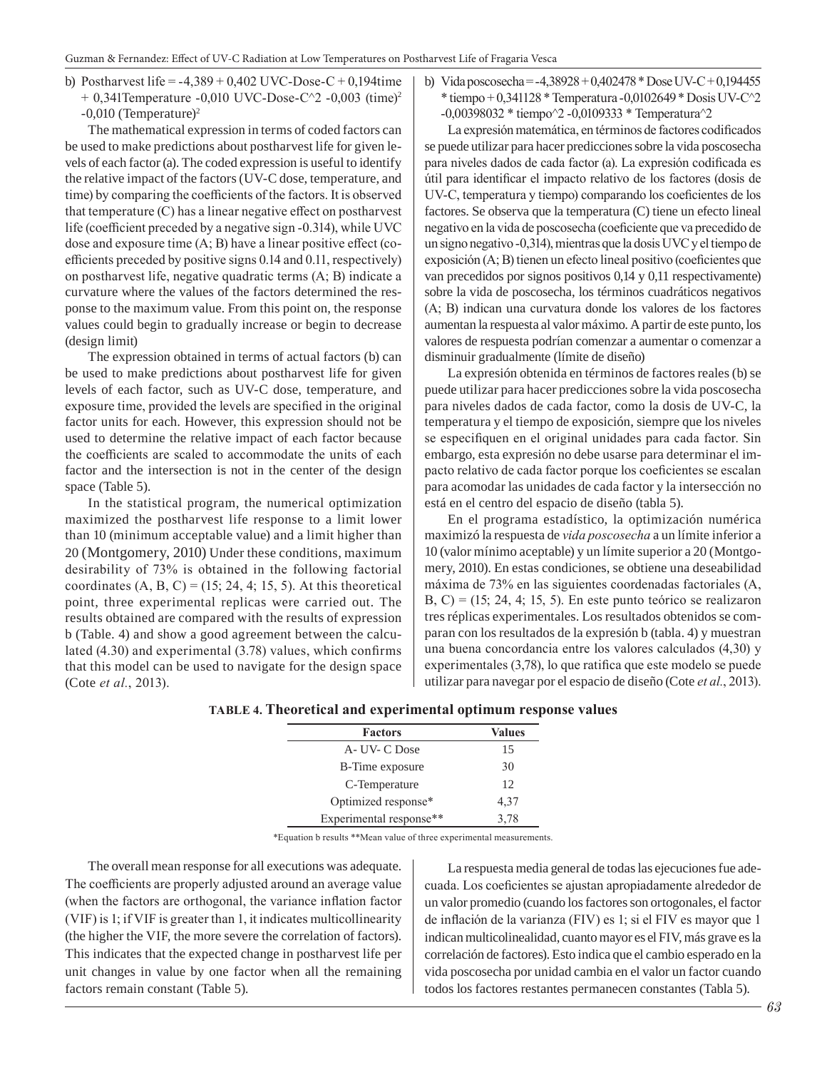b) Postharvest life = -4,389 + 0,402 UVC-Dose-C + 0,194time + 0,341Temperature -0,010 UVC-Dose-C^2 -0,003 $(\text{time})^2$ -0,010 $(\text{Temperature})^2$

The mathematical expression in terms of coded factors can be used to make predictions about postharvest life for given levels of each factor (a). The coded expression is useful to identify the relative impact of the factors (UV-C dose, temperature, and time) by comparing the coefficients of the factors. It is observed that temperature (C) has a linear negative effect on postharvest life (coefficient preceded by a negative sign -0.314), while UVC dose and exposure time (A; B) have a linear positive effect (coefficients preceded by positive signs 0.14 and 0.11, respectively) on postharvest life, negative quadratic terms (A; B) indicate a curvature where the values of the factors determined the response to the maximum value. From this point on, the response values could begin to gradually increase or begin to decrease (design limit)

The expression obtained in terms of actual factors (b) can be used to make predictions about postharvest life for given levels of each factor, such as UV-C dose, temperature, and exposure time, provided the levels are specified in the original factor units for each. However, this expression should not be used to determine the relative impact of each factor because the coefficients are scaled to accommodate the units of each factor and the intersection is not in the center of the design space (Table 5).

In the statistical program, the numerical optimization maximized the postharvest life response to a limit lower than 10 (minimum acceptable value) and a limit higher than 20 (Montgomery, 2010) Under these conditions, maximum desirability of 73% is obtained in the following factorial coordinates (A, B, C) = (15; 24, 4; 15, 5). At this theoretical point, three experimental replicas were carried out. The results obtained are compared with the results of expression b (Table. 4) and show a good agreement between the calculated (4.30) and experimental (3.78) values, which confirms that this model can be used to navigate for the design space (Cote *et al.*, 2013).

b) Vida poscosecha = -4,38928 + 0,402478 * Dose UV-C + 0,194455 * tiempo + 0,341128 * Temperatura -0,0102649 * Dosis UV-C^2 -0,00398032 * tiempo^2 -0,0109333 * Temperatura^2

La expresión matemática, en términos de factores codificados se puede utilizar para hacer predicciones sobre la vida poscosecha para niveles dados de cada factor (a). La expresión codificada es útil para identificar el impacto relativo de los factores (dosis de UV-C, temperatura y tiempo) comparando los coeficientes de los factores. Se observa que la temperatura (C) tiene un efecto lineal negativo en la vida de poscosecha (coeficiente que va precedido de un signo negativo -0,314), mientras que la dosis UVC y el tiempo de exposición (A; B) tienen un efecto lineal positivo (coeficientes que van precedidos por signos positivos 0,14 y 0,11 respectivamente) sobre la vida de poscosecha, los términos cuadráticos negativos (A; B) indican una curvatura donde los valores de los factores aumentan la respuesta al valor máximo. A partir de este punto, los valores de respuesta podrían comenzar a aumentar o comenzar a disminuir gradualmente (límite de diseño)

La expresión obtenida en términos de factores reales (b) se puede utilizar para hacer predicciones sobre la vida poscosecha para niveles dados de cada factor, como la dosis de UV-C, la temperatura y el tiempo de exposición, siempre que los niveles se especifiquen en el original unidades para cada factor. Sin embargo, esta expresión no debe usarse para determinar el impacto relativo de cada factor porque los coeficientes se escalan para acomodar las unidades de cada factor y la intersección no está en el centro del espacio de diseño (tabla 5).

En el programa estadístico, la optimización numérica maximizó la respuesta de *vida poscosecha* a un límite inferior a 10 (valor mínimo aceptable) y un límite superior a 20 (Montgomery, 2010). En estas condiciones, se obtiene una deseabilidad máxima de 73% en las siguientes coordenadas factoriales (A, B, C) = (15; 24, 4; 15, 5). En este punto teórico se realizaron tres réplicas experimentales. Los resultados obtenidos se comparan con los resultados de la expresión b (tabla. 4) y muestran una buena concordancia entre los valores calculados (4,30) y experimentales (3,78), lo que ratifica que este modelo se puede utilizar para navegar por el espacio de diseño (Cote *et al.*, 2013).

**TABLE 4. Theoretical and experimental optimum response values**

| Factors | Values |
|---|---|
| A- UV- C Dose | 15 |
| B-Time exposure | 30 |
| C-Temperature | 12 |
| Optimized response* | 4,37 |
| Experimental response** | 3,78 |

*Equation b results **Mean value of three experimental measurements.

The overall mean response for all executions was adequate. The coefficients are properly adjusted around an average value (when the factors are orthogonal, the variance inflation factor (VIF) is 1; if VIF is greater than 1, it indicates multicollinearity (the higher the VIF, the more severe the correlation of factors). This indicates that the expected change in postharvest life per unit changes in value by one factor when all the remaining factors remain constant (Table 5).

La respuesta media general de todas las ejecuciones fue adecuada. Los coeficientes se ajustan apropiadamente alrededor de un valor promedio (cuando los factores son ortogonales, el factor de inflación de la varianza (FIV) es 1; si el FIV es mayor que 1 indican multicolinealidad, cuanto mayor es el FIV, más grave es la correlación de factores). Esto indica que el cambio esperado en la vida poscosecha por unidad cambia en el valor un factor cuando todos los factores restantes permanecen constantes (Tabla 5).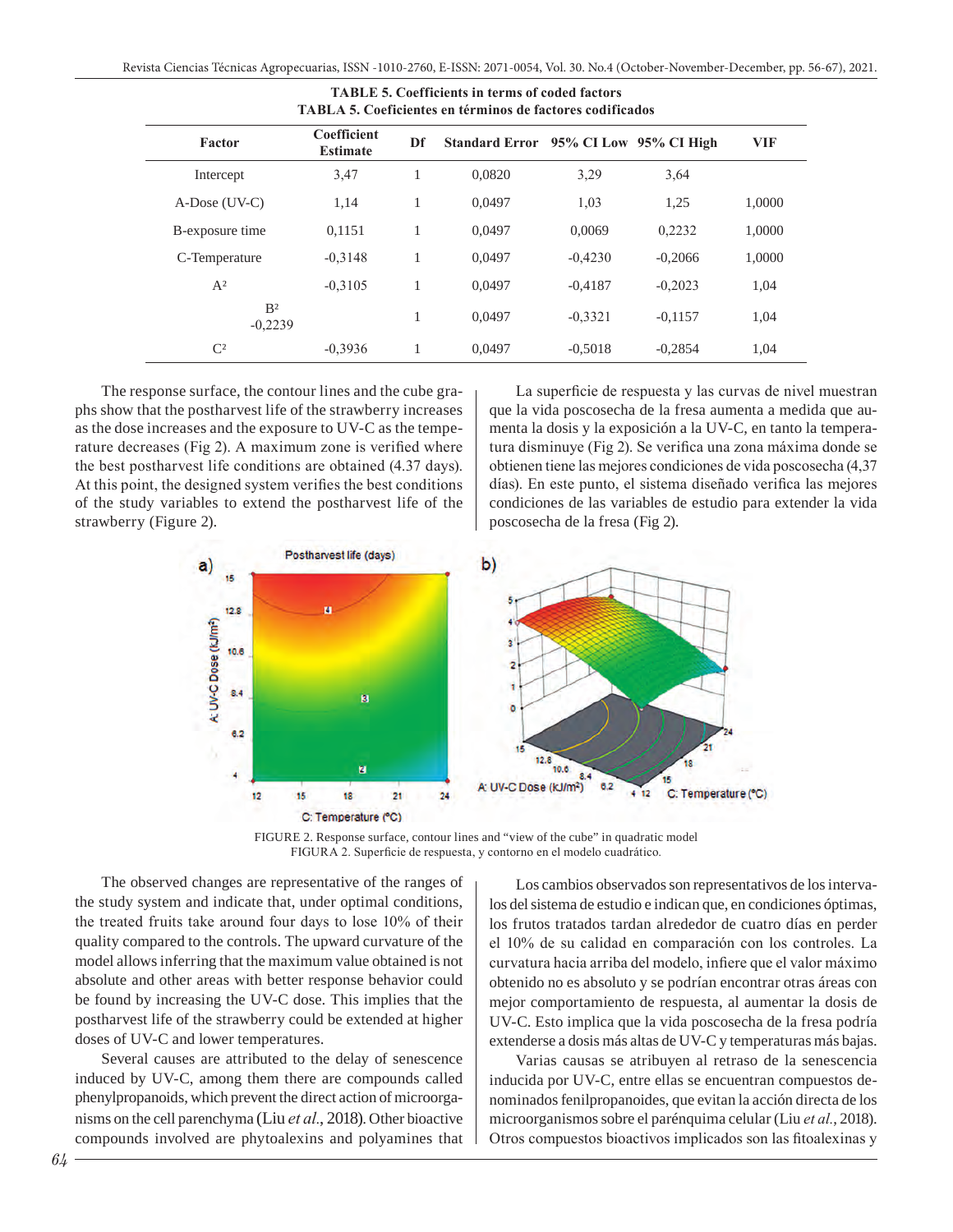**TABLE 5. Coefficients in terms of coded factors**
**TABLA 5. Coeficientes en términos de factores codificados**

| Factor | Coefficient Estimate | Df | Standard Error | 95% CI Low | 95% CI High | VIF |
|---|---|---|---|---|---|---|
| Intercept | 3,47 | 1 | 0,0820 | 3,29 | 3,64 | |
| A-Dose (UV-C) | 1,14 | 1 | 0,0497 | 1,03 | 1,25 | 1,0000 |
| B-exposure time | 0,1151 | 1 | 0,0497 | 0,0069 | 0,2232 | 1,0000 |
| C-Temperature | -0,3148 | 1 | 0,0497 | -0,4230 | -0,2066 | 1,0000 |
| $A^2$ | -0,3105 | 1 | 0,0497 | -0,4187 | -0,2023 | 1,04 |
| $B^2$ | -0,2239 | 1 | 0,0497 | -0,3321 | -0,1157 | 1,04 |
| $C^2$ | -0,3936 | 1 | 0,0497 | -0,5018 | -0,2854 | 1,04 |

The response surface, the contour lines and the cube graphs show that the postharvest life of the strawberry increases as the dose increases and the exposure to UV-C as the temperature decreases (Fig 2). A maximum zone is verified where the best postharvest life conditions are obtained (4.37 days). At this point, the designed system verifies the best conditions of the study variables to extend the postharvest life of the strawberry (Figure 2).

La superficie de respuesta y las curvas de nivel muestran que la vida poscosecha de la fresa aumenta a medida que aumenta la dosis y la exposición a la UV-C, en tanto la temperatura disminuye (Fig 2). Se verifica una zona máxima donde se obtienen tiene las mejores condiciones de vida poscosecha (4,37 días). En este punto, el sistema diseñado verifica las mejores condiciones de las variables de estudio para extender la vida poscosecha de la fresa (Fig 2).

FIGURE 2. Response surface, contour lines and "view of the cube" in quadratic model
FIGURA 2. Superficie de respuesta, y contorno en el modelo cuadrático.

The observed changes are representative of the ranges of the study system and indicate that, under optimal conditions, the treated fruits take around four days to lose 10% of their quality compared to the controls. The upward curvature of the model allows inferring that the maximum value obtained is not absolute and other areas with better response behavior could be found by increasing the UV-C dose. This implies that the postharvest life of the strawberry could be extended at higher doses of UV-C and lower temperatures.

Several causes are attributed to the delay of senescence induced by UV-C, among them there are compounds called phenylpropanoids, which prevent the direct action of microorganisms on the cell parenchyma (Liu *et al*., 2018). Other bioactive compounds involved are phytoalexins and polyamines that

Los cambios observados son representativos de los intervalos del sistema de estudio e indican que, en condiciones óptimas, los frutos tratados tardan alrededor de cuatro días en perder el 10% de su calidad en comparación con los controles. La curvatura hacia arriba del modelo, infiere que el valor máximo obtenido no es absoluto y se podrían encontrar otras áreas con mejor comportamiento de respuesta, al aumentar la dosis de UV-C. Esto implica que la vida poscosecha de la fresa podría extenderse a dosis más altas de UV-C y temperaturas más bajas.

Varias causas se atribuyen al retraso de la senescencia inducida por UV-C, entre ellas se encuentran compuestos denominados fenilpropanoides, que evitan la acción directa de los microorganismos sobre el parénquima celular (Liu *et al.*, 2018). Otros compuestos bioactivos implicados son las fitoalexinas y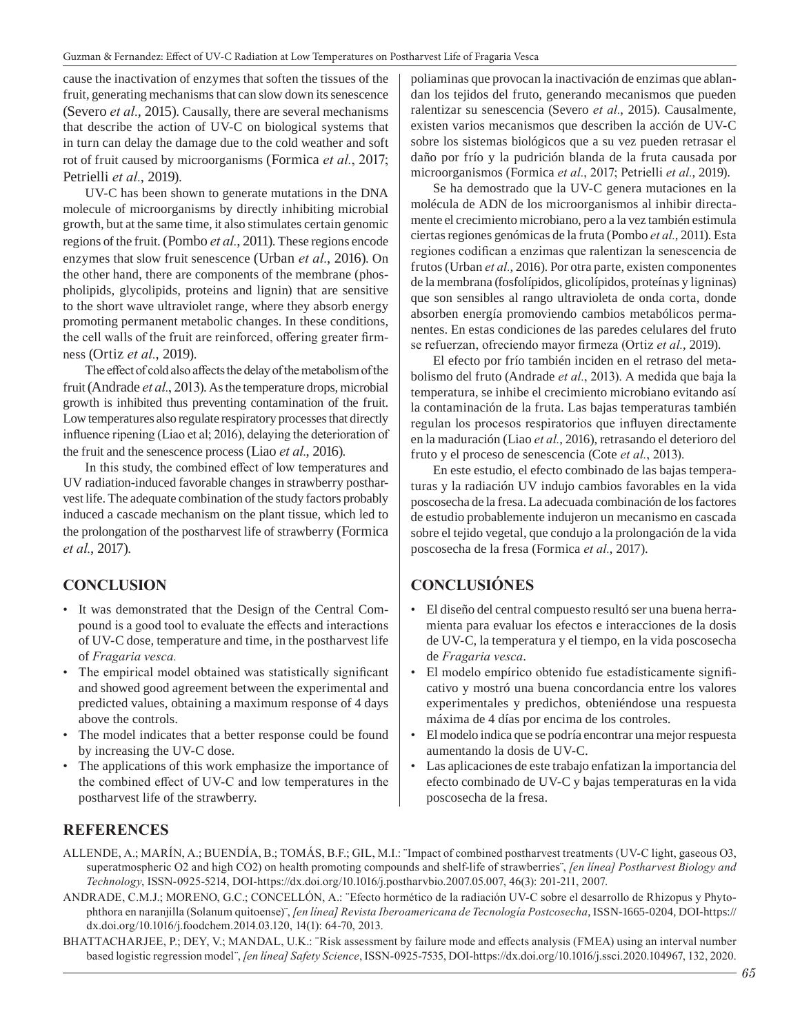cause the inactivation of enzymes that soften the tissues of the fruit, generating mechanisms that can slow down its senescence (Severo *et al*., 2015). Causally, there are several mechanisms that describe the action of UV-C on biological systems that in turn can delay the damage due to the cold weather and soft rot of fruit caused by microorganisms (Formica *et al*., 2017; Petrielli *et al*., 2019).

UV-C has been shown to generate mutations in the DNA molecule of microorganisms by directly inhibiting microbial growth, but at the same time, it also stimulates certain genomic regions of the fruit. (Pombo *et al*., 2011). These regions encode enzymes that slow fruit senescence (Urban *et al*., 2016). On the other hand, there are components of the membrane (phospholipids, glycolipids, proteins and lignin) that are sensitive to the short wave ultraviolet range, where they absorb energy promoting permanent metabolic changes. In these conditions, the cell walls of the fruit are reinforced, offering greater firmness (Ortiz *et al*., 2019).

The effect of cold also affects the delay of the metabolism of the fruit (Andrade *et al*., 2013). As the temperature drops, microbial growth is inhibited thus preventing contamination of the fruit. Low temperatures also regulate respiratory processes that directly influence ripening (Liao et al; 2016), delaying the deterioration of the fruit and the senescence process (Liao *et al*., 2016).

In this study, the combined effect of low temperatures and UV radiation-induced favorable changes in strawberry postharvest life. The adequate combination of the study factors probably induced a cascade mechanism on the plant tissue, which led to the prolongation of the postharvest life of strawberry (Formica *et al*., 2017).

## CONCLUSION

- It was demonstrated that the Design of the Central Compound is a good tool to evaluate the effects and interactions of UV-C dose, temperature and time, in the postharvest life of *Fragaria vesca.*
- The empirical model obtained was statistically significant and showed good agreement between the experimental and predicted values, obtaining a maximum response of 4 days above the controls.
- The model indicates that a better response could be found by increasing the UV-C dose.
- The applications of this work emphasize the importance of the combined effect of UV-C and low temperatures in the postharvest life of the strawberry.

poliaminas que provocan la inactivación de enzimas que ablandan los tejidos del fruto, generando mecanismos que pueden ralentizar su senescencia (Severo *et al*., 2015). Causalmente, existen varios mecanismos que describen la acción de UV-C sobre los sistemas biológicos que a su vez pueden retrasar el daño por frío y la pudrición blanda de la fruta causada por microorganismos (Formica *et al*., 2017; Petrielli *et al*., 2019).

Se ha demostrado que la UV-C genera mutaciones en la molécula de ADN de los microorganismos al inhibir directamente el crecimiento microbiano, pero a la vez también estimula ciertas regiones genómicas de la fruta (Pombo *et al.*, 2011). Esta regiones codifican a enzimas que ralentizan la senescencia de frutos (Urban *et al*., 2016). Por otra parte, existen componentes de la membrana (fosfolípidos, glicolípidos, proteínas y ligninas) que son sensibles al rango ultravioleta de onda corta, donde absorben energía promoviendo cambios metabólicos permanentes. En estas condiciones de las paredes celulares del fruto se refuerzan, ofreciendo mayor firmeza (Ortiz *et al*., 2019).

El efecto por frío también inciden en el retraso del metabolismo del fruto (Andrade *et al*., 2013). A medida que baja la temperatura, se inhibe el crecimiento microbiano evitando así la contaminación de la fruta. Las bajas temperaturas también regulan los procesos respiratorios que influyen directamente en la maduración (Liao *et al*., 2016), retrasando el deterioro del fruto y el proceso de senescencia (Cote *et al.*, 2013).

En este estudio, el efecto combinado de las bajas temperaturas y la radiación UV indujo cambios favorables en la vida poscosecha de la fresa. La adecuada combinación de los factores de estudio probablemente indujeron un mecanismo en cascada sobre el tejido vegetal, que condujo a la prolongación de la vida poscosecha de la fresa (Formica *et al*., 2017).

## CONCLUSIÓNES

- El diseño del central compuesto resultó ser una buena herramienta para evaluar los efectos e interacciones de la dosis de UV-C, la temperatura y el tiempo, en la vida poscosecha de *Fragaria vesca*.
- El modelo empírico obtenido fue estadísticamente significativo y mostró una buena concordancia entre los valores experimentales y predichos, obteniéndose una respuesta máxima de 4 días por encima de los controles.
- El modelo indica que se podría encontrar una mejor respuesta aumentando la dosis de UV-C.
- Las aplicaciones de este trabajo enfatizan la importancia del efecto combinado de UV-C y bajas temperaturas en la vida poscosecha de la fresa.

## REFERENCES

ALLENDE, A.; MARÍN, A.; BUENDÍA, B.; TOMÁS, B.F.; GIL, M.I.: ¨Impact of combined postharvest treatments (UV-C light, gaseous O3, superatmospheric O2 and high CO2) on health promoting compounds and shelf-life of strawberries¨, *[en línea] Postharvest Biology and Technology*, ISSN-0925-5214, DOI-https://dx.doi.org/10.1016/j.postharvbio.2007.05.007, 46(3): 201-211, 2007.

ANDRADE, C.M.J.; MORENO, G.C.; CONCELLÓN, A.: ¨Efecto hormético de la radiación UV-C sobre el desarrollo de Rhizopus y Phytophthora en naranjilla (Solanum quitoense)¨, *[en línea] Revista Iberoamericana de Tecnología Postcosecha*, ISSN-1665-0204, DOI-https://dx.doi.org/10.1016/j.foodchem.2014.03.120, 14(1): 64-70, 2013.

BHATTACHARJEE, P.; DEY, V.; MANDAL, U.K.: ¨Risk assessment by failure mode and effects analysis (FMEA) using an interval number based logistic regression model¨, *[en línea] Safety Science*, ISSN-0925-7535, DOI-https://dx.doi.org/10.1016/j.ssci.2020.104967, 132, 2020.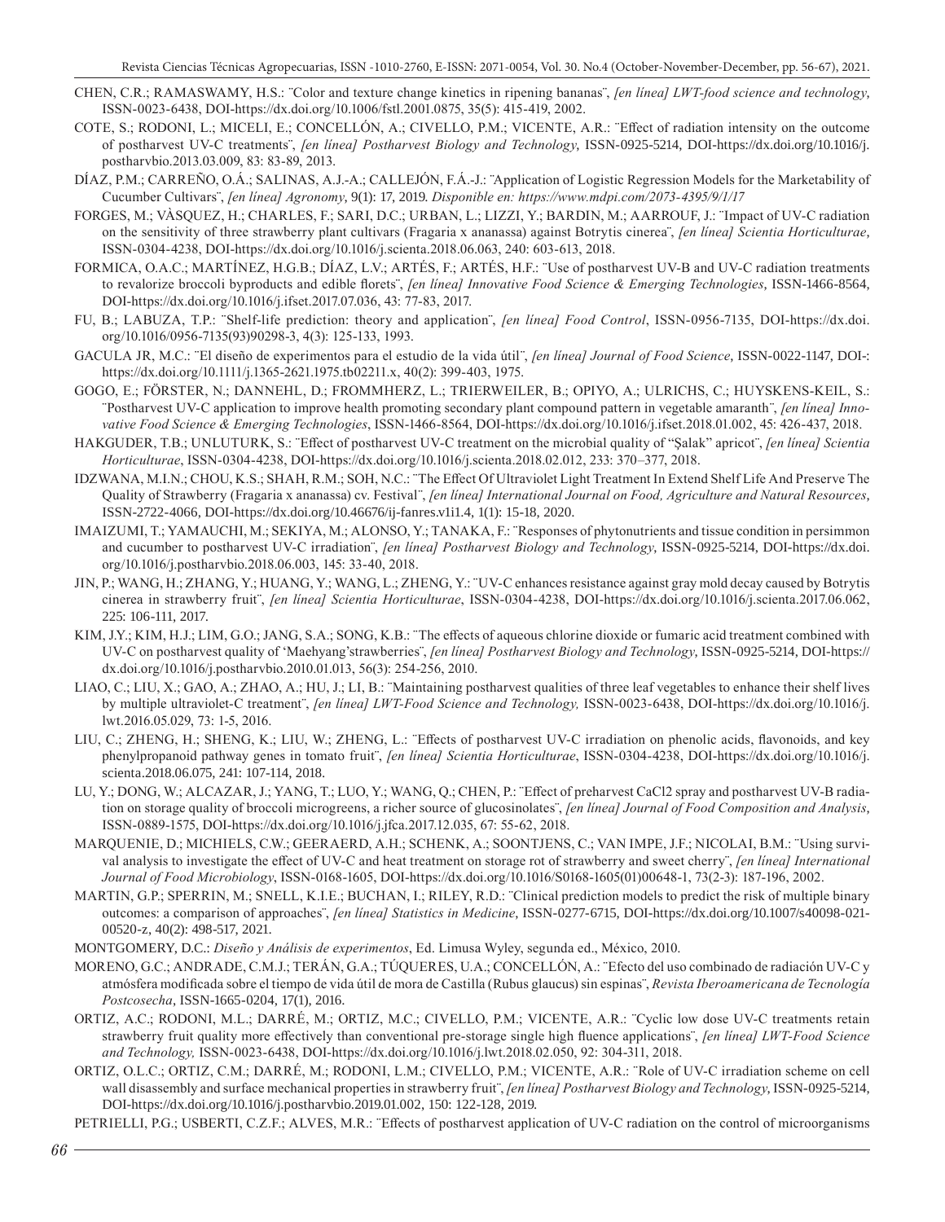CHEN, C.R.; RAMASWAMY, H.S.: ¨Color and texture change kinetics in ripening bananas¨, *[en línea] LWT-food science and technology*, ISSN-0023-6438, DOI-https://dx.doi.org/10.1006/fstl.2001.0875, 35(5): 415-419, 2002.

COTE, S.; RODONI, L.; MICELI, E.; CONCELLÓN, A.; CIVELLO, P.M.; VICENTE, A.R.: ¨Effect of radiation intensity on the outcome of postharvest UV-C treatments¨, *[en línea] Postharvest Biology and Technology*, ISSN-0925-5214, DOI-https://dx.doi.org/10.1016/j.postharvbio.2013.03.009, 83: 83-89, 2013.

DÍAZ, P.M.; CARREÑO, O.Á.; SALINAS, A.J.-A.; CALLEJÓN, F.Á.-J.: ¨Application of Logistic Regression Models for the Marketability of Cucumber Cultivars¨, *[en línea] Agronomy*, 9(1): 17, 2019. *Disponible en: https://www.mdpi.com/2073-4395/9/1/17*

FORGES, M.; VÀSQUEZ, H.; CHARLES, F.; SARI, D.C.; URBAN, L.; LIZZI, Y.; BARDIN, M.; AARROUF, J.: ¨Impact of UV-C radiation on the sensitivity of three strawberry plant cultivars (Fragaria x ananassa) against Botrytis cinerea¨, *[en línea] Scientia Horticulturae*, ISSN-0304-4238, DOI-https://dx.doi.org/10.1016/j.scienta.2018.06.063, 240: 603-613, 2018.

FORMICA, O.A.C.; MARTÍNEZ, H.G.B.; DÍAZ, L.V.; ARTÉS, F.; ARTÉS, H.F.: ¨Use of postharvest UV-B and UV-C radiation treatments to revalorize broccoli byproducts and edible florets¨, *[en línea] Innovative Food Science & Emerging Technologies*, ISSN-1466-8564, DOI-https://dx.doi.org/10.1016/j.ifset.2017.07.036, 43: 77-83, 2017.

FU, B.; LABUZA, T.P.: ¨Shelf-life prediction: theory and application¨, *[en línea] Food Control*, ISSN-0956-7135, DOI-https://dx.doi.org/10.1016/0956-7135(93)90298-3, 4(3): 125-133, 1993.

GACULA JR, M.C.: ¨El diseño de experimentos para el estudio de la vida útil¨, *[en línea] Journal of Food Science*, ISSN-0022-1147, DOI-: https://dx.doi.org/10.1111/j.1365-2621.1975.tb02211.x, 40(2): 399-403, 1975.

GOGO, E.; FÖRSTER, N.; DANNEHL, D.; FROMMHERZ, L.; TRIERWEILER, B.; OPIYO, A.; ULRICHS, C.; HUYSKENS-KEIL, S.: ¨Postharvest UV-C application to improve health promoting secondary plant compound pattern in vegetable amaranth¨, *[en línea] Innovative Food Science & Emerging Technologies*, ISSN-1466-8564, DOI-https://dx.doi.org/10.1016/j.ifset.2018.01.002, 45: 426-437, 2018.

HAKGUDER, T.B.; UNLUTURK, S.: ¨Effect of postharvest UV-C treatment on the microbial quality of "Şalak" apricot¨, *[en línea] Scientia Horticulturae*, ISSN-0304-4238, DOI-https://dx.doi.org/10.1016/j.scienta.2018.02.012, 233: 370–377, 2018.

IDZWANA, M.I.N.; CHOU, K.S.; SHAH, R.M.; SOH, N.C.: ¨The Effect Of Ultraviolet Light Treatment In Extend Shelf Life And Preserve The Quality of Strawberry (Fragaria x ananassa) cv. Festival¨, *[en línea] International Journal on Food, Agriculture and Natural Resources*, ISSN-2722-4066, DOI-https://dx.doi.org/10.46676/ij-fanres.v1i1.4, 1(1): 15-18, 2020.

IMAIZUMI, T.; YAMAUCHI, M.; SEKIYA, M.; ALONSO, Y.; TANAKA, F.: ¨Responses of phytonutrients and tissue condition in persimmon and cucumber to postharvest UV-C irradiation¨, *[en línea] Postharvest Biology and Technology*, ISSN-0925-5214, DOI-https://dx.doi.org/10.1016/j.postharvbio.2018.06.003, 145: 33-40, 2018.

JIN, P.; WANG, H.; ZHANG, Y.; HUANG, Y.; WANG, L.; ZHENG, Y.: ¨UV-C enhances resistance against gray mold decay caused by Botrytis cinerea in strawberry fruit¨, *[en línea] Scientia Horticulturae*, ISSN-0304-4238, DOI-https://dx.doi.org/10.1016/j.scienta.2017.06.062, 225: 106-111, 2017.

KIM, J.Y.; KIM, H.J.; LIM, G.O.; JANG, S.A.; SONG, K.B.: ¨The effects of aqueous chlorine dioxide or fumaric acid treatment combined with UV-C on postharvest quality of 'Maehyang'strawberries¨, *[en línea] Postharvest Biology and Technology*, ISSN-0925-5214, DOI-https://dx.doi.org/10.1016/j.postharvbio.2010.01.013, 56(3): 254-256, 2010.

LIAO, C.; LIU, X.; GAO, A.; ZHAO, A.; HU, J.; LI, B.: ¨Maintaining postharvest qualities of three leaf vegetables to enhance their shelf lives by multiple ultraviolet-C treatment¨, *[en línea] LWT-Food Science and Technology,* ISSN-0023-6438, DOI-https://dx.doi.org/10.1016/j.lwt.2016.05.029, 73: 1-5, 2016.

LIU, C.; ZHENG, H.; SHENG, K.; LIU, W.; ZHENG, L.: ¨Effects of postharvest UV-C irradiation on phenolic acids, flavonoids, and key phenylpropanoid pathway genes in tomato fruit¨, *[en línea] Scientia Horticulturae*, ISSN-0304-4238, DOI-https://dx.doi.org/10.1016/j.scienta.2018.06.075, 241: 107-114, 2018.

LU, Y.; DONG, W.; ALCAZAR, J.; YANG, T.; LUO, Y.; WANG, Q.; CHEN, P.: ¨Effect of preharvest CaCl2 spray and postharvest UV-B radiation on storage quality of broccoli microgreens, a richer source of glucosinolates¨, *[en línea] Journal of Food Composition and Analysis*, ISSN-0889-1575, DOI-https://dx.doi.org/10.1016/j.jfca.2017.12.035, 67: 55-62, 2018.

MARQUENIE, D.; MICHIELS, C.W.; GEERAERD, A.H.; SCHENK, A.; SOONTJENS, C.; VAN IMPE, J.F.; NICOLAI, B.M.: ¨Using survival analysis to investigate the effect of UV-C and heat treatment on storage rot of strawberry and sweet cherry¨, *[en línea] International Journal of Food Microbiology*, ISSN-0168-1605, DOI-https://dx.doi.org/10.1016/S0168-1605(01)00648-1, 73(2-3): 187-196, 2002.

MARTIN, G.P.; SPERRIN, M.; SNELL, K.I.E.; BUCHAN, I.; RILEY, R.D.: ¨Clinical prediction models to predict the risk of multiple binary outcomes: a comparison of approaches¨, *[en línea] Statistics in Medicine*, ISSN-0277-6715, DOI-https://dx.doi.org/10.1007/s40098-021-00520-z, 40(2): 498-517, 2021.

MONTGOMERY, D.C.: *Diseño y Análisis de experimentos*, Ed. Limusa Wyley, segunda ed., México, 2010.

MORENO, G.C.; ANDRADE, C.M.J.; TERÁN, G.A.; TÚQUERES, U.A.; CONCELLÓN, A.: ¨Efecto del uso combinado de radiación UV-C y atmósfera modificada sobre el tiempo de vida útil de mora de Castilla (Rubus glaucus) sin espinas¨, *Revista Iberoamericana de Tecnología Postcosecha*, ISSN-1665-0204, 17(1), 2016.

ORTIZ, A.C.; RODONI, M.L.; DARRÉ, M.; ORTIZ, M.C.; CIVELLO, P.M.; VICENTE, A.R.: ¨Cyclic low dose UV-C treatments retain strawberry fruit quality more effectively than conventional pre-storage single high fluence applications¨, *[en línea] LWT-Food Science and Technology,* ISSN-0023-6438, DOI-https://dx.doi.org/10.1016/j.lwt.2018.02.050, 92: 304-311, 2018.

ORTIZ, O.L.C.; ORTIZ, C.M.; DARRÉ, M.; RODONI, L.M.; CIVELLO, P.M.; VICENTE, A.R.: ¨Role of UV-C irradiation scheme on cell wall disassembly and surface mechanical properties in strawberry fruit¨, *[en línea] Postharvest Biology and Technology*, ISSN-0925-5214, DOI-https://dx.doi.org/10.1016/j.postharvbio.2019.01.002, 150: 122-128, 2019.

PETRIELLI, P.G.; USBERTI, C.Z.F.; ALVES, M.R.: ¨Effects of postharvest application of UV-C radiation on the control of microorganisms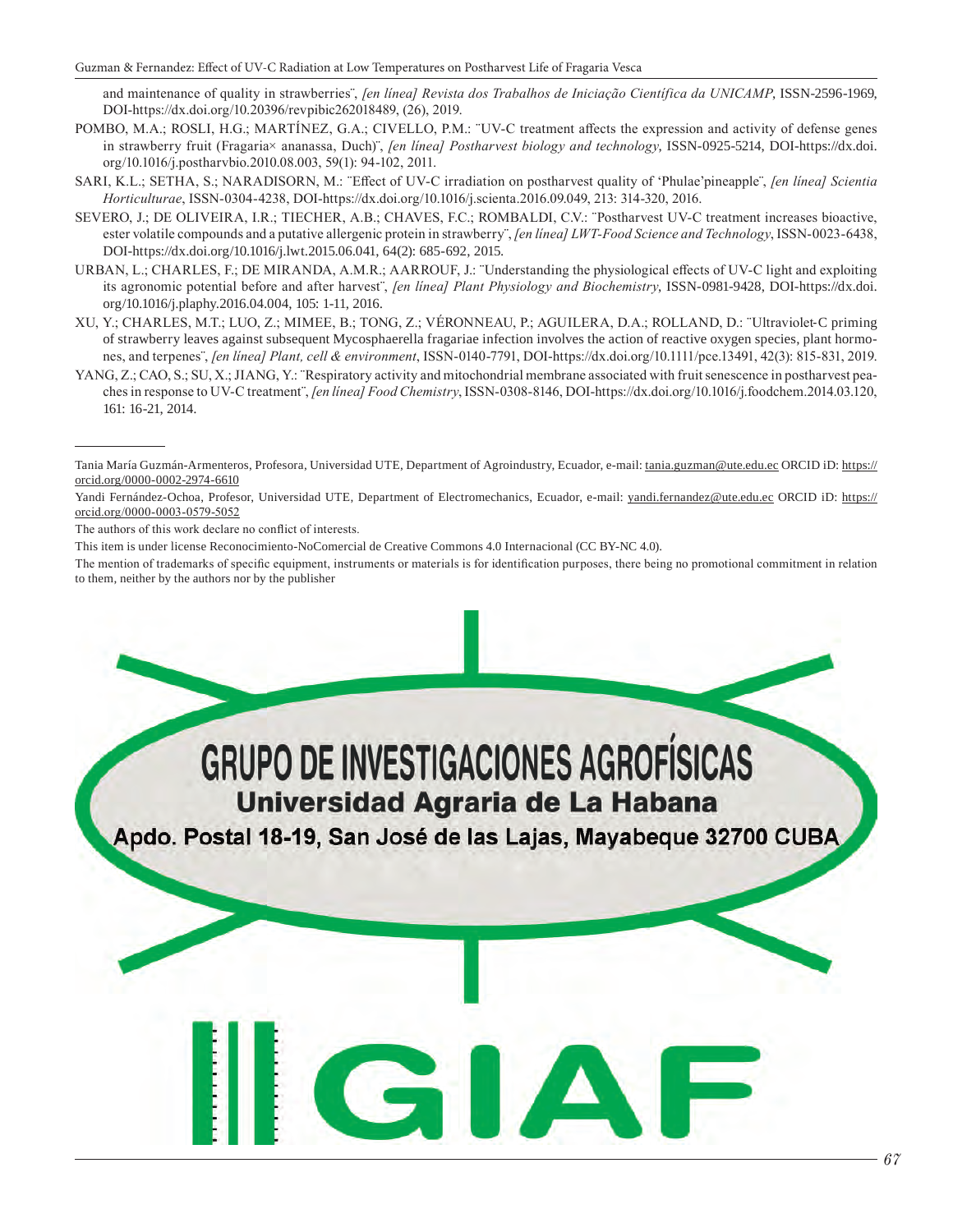and maintenance of quality in strawberries¨, *[en línea] Revista dos Trabalhos de Iniciação Científica da UNICAMP*, ISSN-2596-1969, DOI-https://dx.doi.org/10.20396/revpibic262018489, (26), 2019.

POMBO, M.A.; ROSLI, H.G.; MARTÍNEZ, G.A.; CIVELLO, P.M.: ¨UV-C treatment affects the expression and activity of defense genes in strawberry fruit (Fragaria× ananassa, Duch)¨, *[en línea] Postharvest biology and technology*, ISSN-0925-5214, DOI-https://dx.doi.org/10.1016/j.postharvbio.2010.08.003, 59(1): 94-102, 2011.

SARI, K.L.; SETHA, S.; NARADISORN, M.: ¨Effect of UV-C irradiation on postharvest quality of 'Phulae'pineapple¨, *[en línea] Scientia Horticulturae*, ISSN-0304-4238, DOI-https://dx.doi.org/10.1016/j.scienta.2016.09.049, 213: 314-320, 2016.

SEVERO, J.; DE OLIVEIRA, I.R.; TIECHER, A.B.; CHAVES, F.C.; ROMBALDI, C.V.: ¨Postharvest UV-C treatment increases bioactive, ester volatile compounds and a putative allergenic protein in strawberry¨, *[en línea] LWT-Food Science and Technology*, ISSN-0023-6438, DOI-https://dx.doi.org/10.1016/j.lwt.2015.06.041, 64(2): 685-692, 2015.

URBAN, L.; CHARLES, F.; DE MIRANDA, A.M.R.; AARROUF, J.: ¨Understanding the physiological effects of UV-C light and exploiting its agronomic potential before and after harvest¨, *[en línea] Plant Physiology and Biochemistry*, ISSN-0981-9428, DOI-https://dx.doi.org/10.1016/j.plaphy.2016.04.004, 105: 1-11, 2016.

XU, Y.; CHARLES, M.T.; LUO, Z.; MIMEE, B.; TONG, Z.; VÉRONNEAU, P.; AGUILERA, D.A.; ROLLAND, D.: ¨Ultraviolet-C priming of strawberry leaves against subsequent Mycosphaerella fragariae infection involves the action of reactive oxygen species, plant hormones, and terpenes¨, *[en línea] Plant, cell & environment*, ISSN-0140-7791, DOI-https://dx.doi.org/10.1111/pce.13491, 42(3): 815-831, 2019.

YANG, Z.; CAO, S.; SU, X.; JIANG, Y.: ¨Respiratory activity and mitochondrial membrane associated with fruit senescence in postharvest peaches in response to UV-C treatment¨, *[en línea] Food Chemistry*, ISSN-0308-8146, DOI-https://dx.doi.org/10.1016/j.foodchem.2014.03.120, 161: 16-21, 2014.

---

Tania María Guzmán-Armenteros, Profesora, Universidad UTE, Department of Agroindustry, Ecuador, e-mail: tania.guzman@ute.edu.ec ORCID iD: https://orcid.org/0000-0002-2974-6610

Yandi Fernández-Ochoa, Profesor, Universidad UTE, Department of Electromechanics, Ecuador, e-mail: yandi.fernandez@ute.edu.ec ORCID iD: https://orcid.org/0000-0003-0579-5052

The authors of this work declare no conflict of interests.

This item is under license Reconocimiento-NoComercial de Creative Commons 4.0 Internacional (CC BY-NC 4.0).

The mention of trademarks of specific equipment, instruments or materials is for identification purposes, there being no promotional commitment in relation to them, neither by the authors nor by the publisher

GRUPO DE INVESTIGACIONES AGROFÍSICAS

Universidad Agraria de La Habana

Apdo. Postal 18-19, San José de las Lajas, Mayabeque 32700 CUBA

GIAF